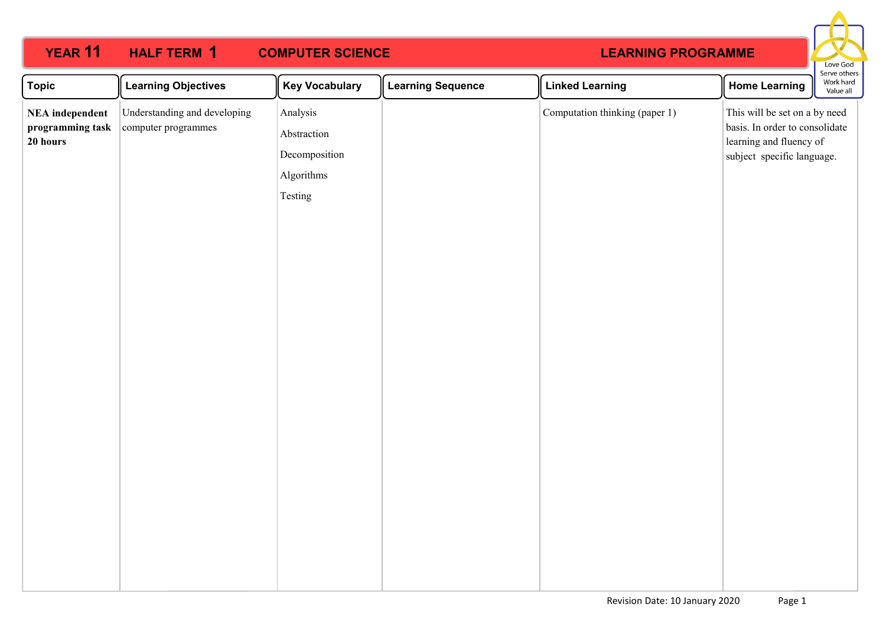# YEAR 11 HALF TERM 1 COMPUTER SCIENCE LEARNING PROGRAMME

Love God
Serve others
Work hard
Value all

| Topic | Learning Objectives | Key Vocabulary | Learning Sequence | Linked Learning | Home Learning |
|---|---|---|---|---|---|
| **NEA independent programming task 20 hours** | Understanding and developing computer programmes | Analysis<br>Abstraction<br>Decomposition<br>Algorithms<br>Testing | | Computation thinking (paper 1) | This will be set on a by need basis. In order to consolidate learning and fluency of subject specific language. |

Revision Date: 10 January 2020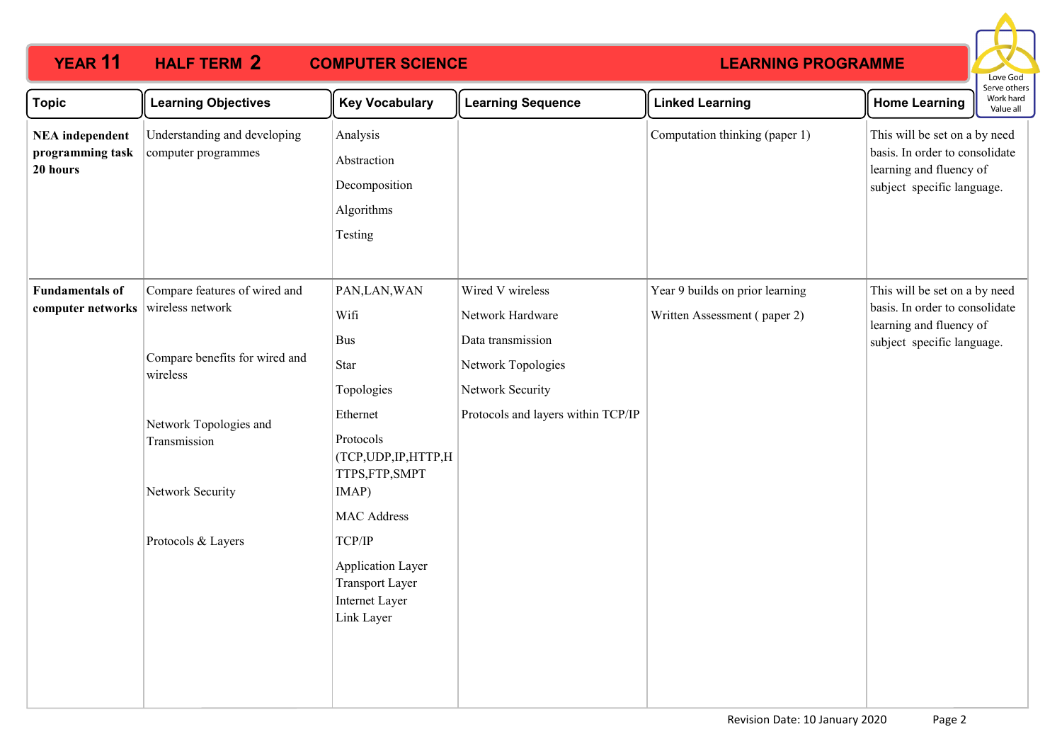# YEAR 11 HALF TERM 2 COMPUTER SCIENCE LEARNING PROGRAMME

Love God
Serve others
Work hard
Value all

| Topic | Learning Objectives | Key Vocabulary | Learning Sequence | Linked Learning | Home Learning |
|---|---|---|---|---|---|
| **NEA independent programming task 20 hours** | Understanding and developing computer programmes | Analysis<br>Abstraction<br>Decomposition<br>Algorithms<br>Testing | | Computation thinking (paper 1) | This will be set on a by need basis. In order to consolidate learning and fluency of subject specific language. |
| **Fundamentals of computer networks** | Compare features of wired and wireless network<br><br>Compare benefits for wired and wireless<br><br>Network Topologies and Transmission<br><br>Network Security<br><br>Protocols & Layers | PAN,LAN,WAN<br>Wifi<br>Bus<br>Star<br>Topologies<br>Ethernet<br>Protocols (TCP,UDP,IP,HTTP,HTTPS,FTP,SMPT IMAP)<br>MAC Address<br>TCP/IP<br>Application Layer<br>Transport Layer<br>Internet Layer<br>Link Layer | Wired V wireless<br>Network Hardware<br>Data transmission<br>Network Topologies<br>Network Security<br>Protocols and layers within TCP/IP | Year 9 builds on prior learning<br>Written Assessment ( paper 2) | This will be set on a by need basis. In order to consolidate learning and fluency of subject specific language. |

Revision Date: 10 January 2020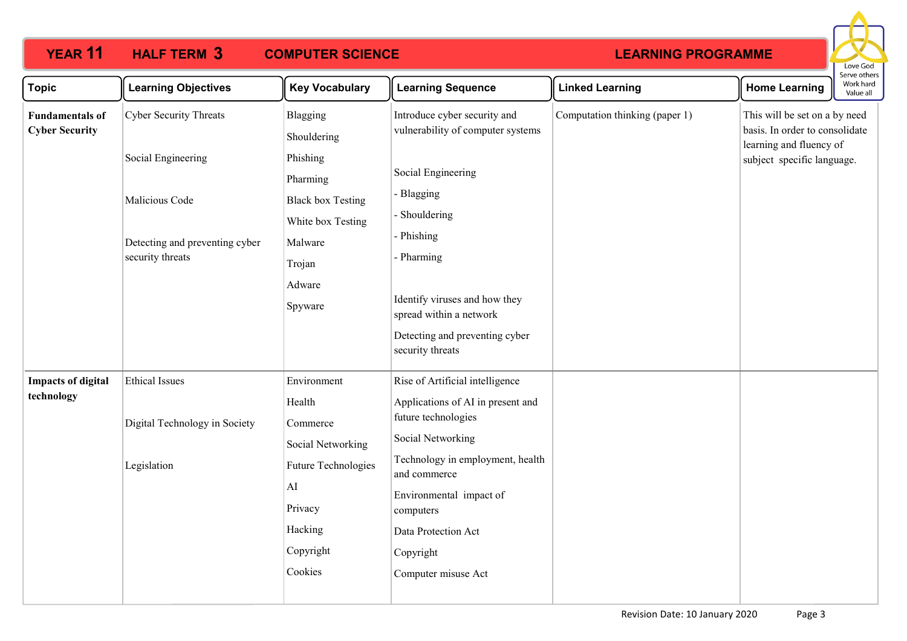# YEAR 11 HALF TERM 3 COMPUTER SCIENCE LEARNING PROGRAMME

| Topic | Learning Objectives | Key Vocabulary | Learning Sequence | Linked Learning | Home Learning |
|---|---|---|---|---|---|
| **Fundamentals of Cyber Security** | Cyber Security Threats<br><br>Social Engineering<br><br>Malicious Code<br><br>Detecting and preventing cyber security threats | Blagging<br>Shouldering<br>Phishing<br>Pharming<br>Black box Testing<br>White box Testing<br>Malware<br>Trojan<br>Adware<br>Spyware | Introduce cyber security and vulnerability of computer systems<br><br>Social Engineering<br>- Blagging<br>- Shouldering<br>- Phishing<br>- Pharming<br><br>Identify viruses and how they spread within a network<br>Detecting and preventing cyber security threats | Computation thinking (paper 1) | This will be set on a by need basis. In order to consolidate learning and fluency of subject specific language. |
| **Impacts of digital technology** | Ethical Issues<br><br>Digital Technology in Society<br><br>Legislation | Environment<br>Health<br>Commerce<br>Social Networking<br>Future Technologies<br>AI<br>Privacy<br>Hacking<br>Copyright<br>Cookies | Rise of Artificial intelligence<br>Applications of AI in present and future technologies<br>Social Networking<br>Technology in employment, health and commerce<br>Environmental impact of computers<br>Data Protection Act<br>Copyright<br>Computer misuse Act | | |

Revision Date: 10 January 2020